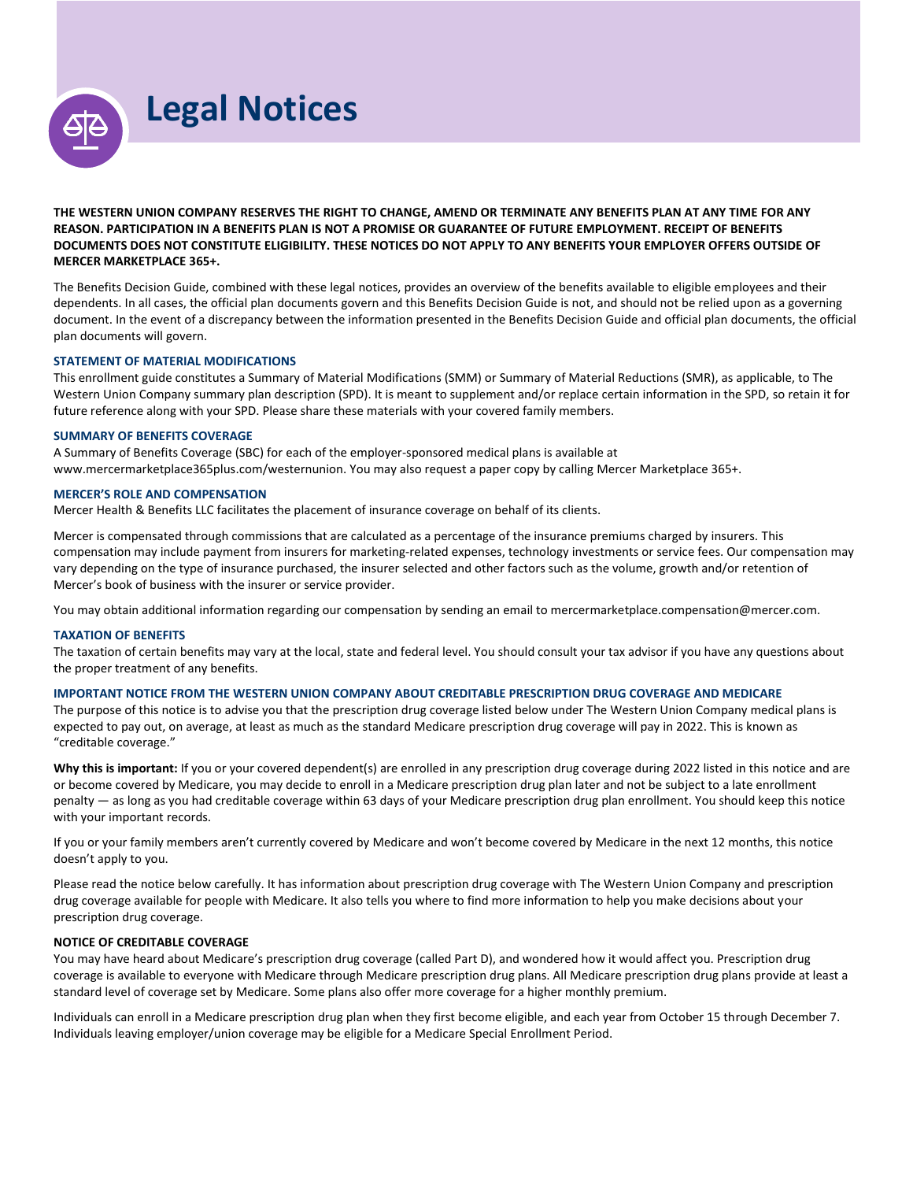# Legal Notices

**THE WESTERN UNION COMPANY RESERVES THE RIGHT TO CHANGE, AMEND OR TERMINATE ANY BENEFITS PLAN AT ANY TIME FOR ANY REASON. PARTICIPATION IN A BENEFITS PLAN IS NOT A PROMISE OR GUARANTEE OF FUTURE EMPLOYMENT. RECEIPT OF BENEFITS DOCUMENTS DOES NOT CONSTITUTE ELIGIBILITY. THESE NOTICES DO NOT APPLY TO ANY BENEFITS YOUR EMPLOYER OFFERS OUTSIDE OF MERCER MARKETPLACE 365+.**

The Benefits Decision Guide, combined with these legal notices, provides an overview of the benefits available to eligible employees and their dependents. In all cases, the official plan documents govern and this Benefits Decision Guide is not, and should not be relied upon as a governing document. In the event of a discrepancy between the information presented in the Benefits Decision Guide and official plan documents, the official plan documents will govern.

### STATEMENT OF MATERIAL MODIFICATIONS

This enrollment guide constitutes a Summary of Material Modifications (SMM) or Summary of Material Reductions (SMR), as applicable, to The Western Union Company summary plan description (SPD). It is meant to supplement and/or replace certain information in the SPD, so retain it for future reference along with your SPD. Please share these materials with your covered family members.

### SUMMARY OF BENEFITS COVERAGE

A Summary of Benefits Coverage (SBC) for each of the employer-sponsored medical plans is available at www.mercermarketplace365plus.com/westernunion. You may also request a paper copy by calling Mercer Marketplace 365+.

### MERCER'S ROLE AND COMPENSATION

Mercer Health & Benefits LLC facilitates the placement of insurance coverage on behalf of its clients.

Mercer is compensated through commissions that are calculated as a percentage of the insurance premiums charged by insurers. This compensation may include payment from insurers for marketing-related expenses, technology investments or service fees. Our compensation may vary depending on the type of insurance purchased, the insurer selected and other factors such as the volume, growth and/or retention of Mercer's book of business with the insurer or service provider.

You may obtain additional information regarding our compensation by sending an email to mercermarketplace.compensation@mercer.com.

### TAXATION OF BENEFITS

The taxation of certain benefits may vary at the local, state and federal level. You should consult your tax advisor if you have any questions about the proper treatment of any benefits.

### IMPORTANT NOTICE FROM THE WESTERN UNION COMPANY ABOUT CREDITABLE PRESCRIPTION DRUG COVERAGE AND MEDICARE

The purpose of this notice is to advise you that the prescription drug coverage listed below under The Western Union Company medical plans is expected to pay out, on average, at least as much as the standard Medicare prescription drug coverage will pay in 2022. This is known as "creditable coverage."

**Why this is important:** If you or your covered dependent(s) are enrolled in any prescription drug coverage during 2022 listed in this notice and are or become covered by Medicare, you may decide to enroll in a Medicare prescription drug plan later and not be subject to a late enrollment penalty — as long as you had creditable coverage within 63 days of your Medicare prescription drug plan enrollment. You should keep this notice with your important records.

If you or your family members aren't currently covered by Medicare and won't become covered by Medicare in the next 12 months, this notice doesn't apply to you.

Please read the notice below carefully. It has information about prescription drug coverage with The Western Union Company and prescription drug coverage available for people with Medicare. It also tells you where to find more information to help you make decisions about your prescription drug coverage.

#### NOTICE OF CREDITABLE COVERAGE

You may have heard about Medicare's prescription drug coverage (called Part D), and wondered how it would affect you. Prescription drug coverage is available to everyone with Medicare through Medicare prescription drug plans. All Medicare prescription drug plans provide at least a standard level of coverage set by Medicare. Some plans also offer more coverage for a higher monthly premium.

Individuals can enroll in a Medicare prescription drug plan when they first become eligible, and each year from October 15 through December 7. Individuals leaving employer/union coverage may be eligible for a Medicare Special Enrollment Period.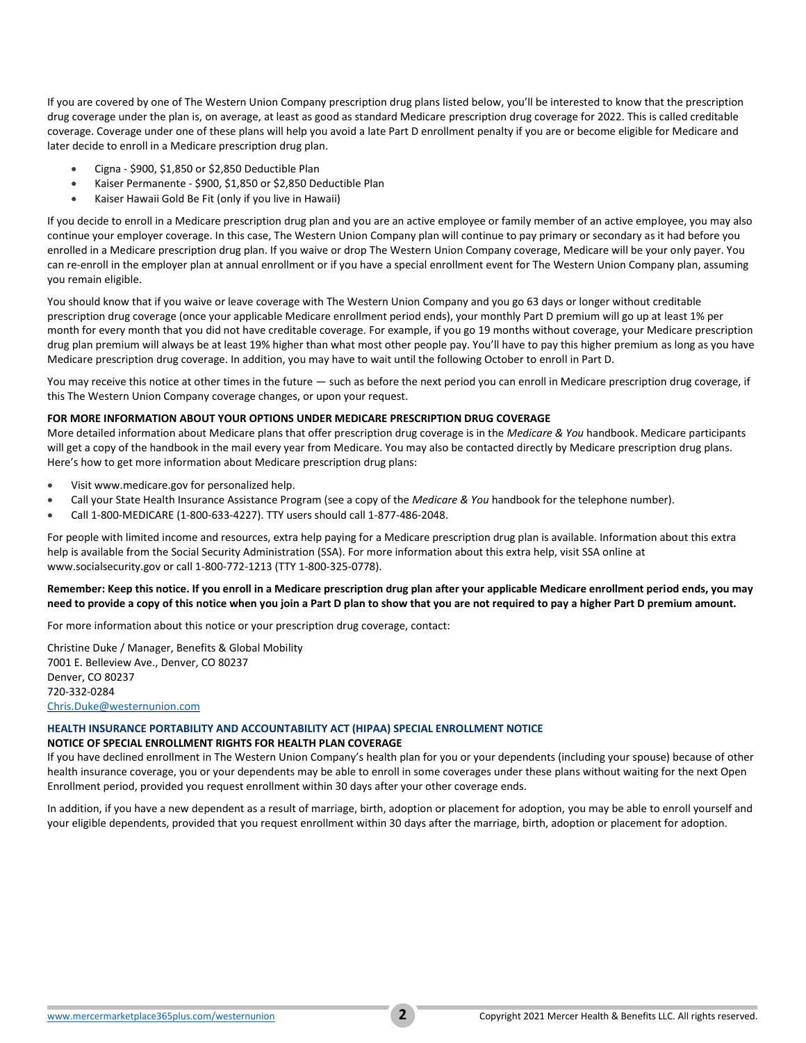If you are covered by one of The Western Union Company prescription drug plans listed below, you'll be interested to know that the prescription drug coverage under the plan is, on average, at least as good as standard Medicare prescription drug coverage for 2022. This is called creditable coverage. Coverage under one of these plans will help you avoid a late Part D enrollment penalty if you are or become eligible for Medicare and later decide to enroll in a Medicare prescription drug plan.

- Cigna - $900, $1,850 or $2,850 Deductible Plan
- Kaiser Permanente - $900, $1,850 or $2,850 Deductible Plan
- Kaiser Hawaii Gold Be Fit (only if you live in Hawaii)

If you decide to enroll in a Medicare prescription drug plan and you are an active employee or family member of an active employee, you may also continue your employer coverage. In this case, The Western Union Company plan will continue to pay primary or secondary as it had before you enrolled in a Medicare prescription drug plan. If you waive or drop The Western Union Company coverage, Medicare will be your only payer. You can re-enroll in the employer plan at annual enrollment or if you have a special enrollment event for The Western Union Company plan, assuming you remain eligible.

You should know that if you waive or leave coverage with The Western Union Company and you go 63 days or longer without creditable prescription drug coverage (once your applicable Medicare enrollment period ends), your monthly Part D premium will go up at least 1% per month for every month that you did not have creditable coverage. For example, if you go 19 months without coverage, your Medicare prescription drug plan premium will always be at least 19% higher than what most other people pay. You'll have to pay this higher premium as long as you have Medicare prescription drug coverage. In addition, you may have to wait until the following October to enroll in Part D.

You may receive this notice at other times in the future — such as before the next period you can enroll in Medicare prescription drug coverage, if this The Western Union Company coverage changes, or upon your request.

**FOR MORE INFORMATION ABOUT YOUR OPTIONS UNDER MEDICARE PRESCRIPTION DRUG COVERAGE**

More detailed information about Medicare plans that offer prescription drug coverage is in the *Medicare & You* handbook. Medicare participants will get a copy of the handbook in the mail every year from Medicare. You may also be contacted directly by Medicare prescription drug plans. Here's how to get more information about Medicare prescription drug plans:

- Visit www.medicare.gov for personalized help.
- Call your State Health Insurance Assistance Program (see a copy of the *Medicare & You* handbook for the telephone number).
- Call 1-800-MEDICARE (1-800-633-4227). TTY users should call 1-877-486-2048.

For people with limited income and resources, extra help paying for a Medicare prescription drug plan is available. Information about this extra help is available from the Social Security Administration (SSA). For more information about this extra help, visit SSA online at www.socialsecurity.gov or call 1-800-772-1213 (TTY 1-800-325-0778).

**Remember: Keep this notice. If you enroll in a Medicare prescription drug plan after your applicable Medicare enrollment period ends, you may need to provide a copy of this notice when you join a Part D plan to show that you are not required to pay a higher Part D premium amount.**

For more information about this notice or your prescription drug coverage, contact:

Christine Duke / Manager, Benefits & Global Mobility
7001 E. Belleview Ave., Denver, CO 80237
Denver, CO 80237
720-332-0284
Chris.Duke@westernunion.com

## HEALTH INSURANCE PORTABILITY AND ACCOUNTABILITY ACT (HIPAA) SPECIAL ENROLLMENT NOTICE

**NOTICE OF SPECIAL ENROLLMENT RIGHTS FOR HEALTH PLAN COVERAGE**

If you have declined enrollment in The Western Union Company's health plan for you or your dependents (including your spouse) because of other health insurance coverage, you or your dependents may be able to enroll in some coverages under these plans without waiting for the next Open Enrollment period, provided you request enrollment within 30 days after your other coverage ends.

In addition, if you have a new dependent as a result of marriage, birth, adoption or placement for adoption, you may be able to enroll yourself and your eligible dependents, provided that you request enrollment within 30 days after the marriage, birth, adoption or placement for adoption.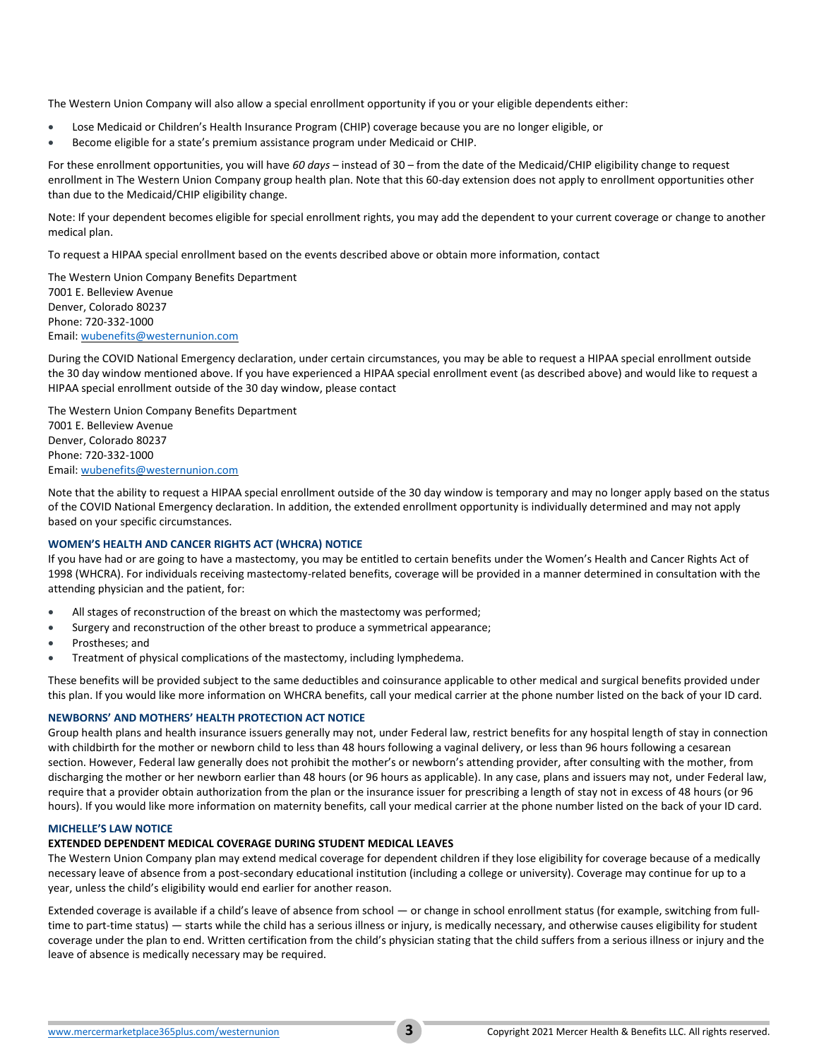The Western Union Company will also allow a special enrollment opportunity if you or your eligible dependents either:

- Lose Medicaid or Children's Health Insurance Program (CHIP) coverage because you are no longer eligible, or
- Become eligible for a state's premium assistance program under Medicaid or CHIP.

For these enrollment opportunities, you will have *60 days* – instead of 30 – from the date of the Medicaid/CHIP eligibility change to request enrollment in The Western Union Company group health plan. Note that this 60-day extension does not apply to enrollment opportunities other than due to the Medicaid/CHIP eligibility change.

Note: If your dependent becomes eligible for special enrollment rights, you may add the dependent to your current coverage or change to another medical plan.

To request a HIPAA special enrollment based on the events described above or obtain more information, contact

The Western Union Company Benefits Department
7001 E. Belleview Avenue
Denver, Colorado 80237
Phone: 720-332-1000
Email: wubenefits@westernunion.com

During the COVID National Emergency declaration, under certain circumstances, you may be able to request a HIPAA special enrollment outside the 30 day window mentioned above. If you have experienced a HIPAA special enrollment event (as described above) and would like to request a HIPAA special enrollment outside of the 30 day window, please contact

The Western Union Company Benefits Department
7001 E. Belleview Avenue
Denver, Colorado 80237
Phone: 720-332-1000
Email: wubenefits@westernunion.com

Note that the ability to request a HIPAA special enrollment outside of the 30 day window is temporary and may no longer apply based on the status of the COVID National Emergency declaration. In addition, the extended enrollment opportunity is individually determined and may not apply based on your specific circumstances.

### WOMEN'S HEALTH AND CANCER RIGHTS ACT (WHCRA) NOTICE

If you have had or are going to have a mastectomy, you may be entitled to certain benefits under the Women's Health and Cancer Rights Act of 1998 (WHCRA). For individuals receiving mastectomy-related benefits, coverage will be provided in a manner determined in consultation with the attending physician and the patient, for:

- All stages of reconstruction of the breast on which the mastectomy was performed;
- Surgery and reconstruction of the other breast to produce a symmetrical appearance;
- Prostheses; and
- Treatment of physical complications of the mastectomy, including lymphedema.

These benefits will be provided subject to the same deductibles and coinsurance applicable to other medical and surgical benefits provided under this plan. If you would like more information on WHCRA benefits, call your medical carrier at the phone number listed on the back of your ID card.

### NEWBORNS' AND MOTHERS' HEALTH PROTECTION ACT NOTICE

Group health plans and health insurance issuers generally may not, under Federal law, restrict benefits for any hospital length of stay in connection with childbirth for the mother or newborn child to less than 48 hours following a vaginal delivery, or less than 96 hours following a cesarean section. However, Federal law generally does not prohibit the mother's or newborn's attending provider, after consulting with the mother, from discharging the mother or her newborn earlier than 48 hours (or 96 hours as applicable). In any case, plans and issuers may not, under Federal law, require that a provider obtain authorization from the plan or the insurance issuer for prescribing a length of stay not in excess of 48 hours (or 96 hours). If you would like more information on maternity benefits, call your medical carrier at the phone number listed on the back of your ID card.

### MICHELLE'S LAW NOTICE

**EXTENDED DEPENDENT MEDICAL COVERAGE DURING STUDENT MEDICAL LEAVES**

The Western Union Company plan may extend medical coverage for dependent children if they lose eligibility for coverage because of a medically necessary leave of absence from a post-secondary educational institution (including a college or university). Coverage may continue for up to a year, unless the child's eligibility would end earlier for another reason.

Extended coverage is available if a child's leave of absence from school — or change in school enrollment status (for example, switching from full-time to part-time status) — starts while the child has a serious illness or injury, is medically necessary, and otherwise causes eligibility for student coverage under the plan to end. Written certification from the child's physician stating that the child suffers from a serious illness or injury and the leave of absence is medically necessary may be required.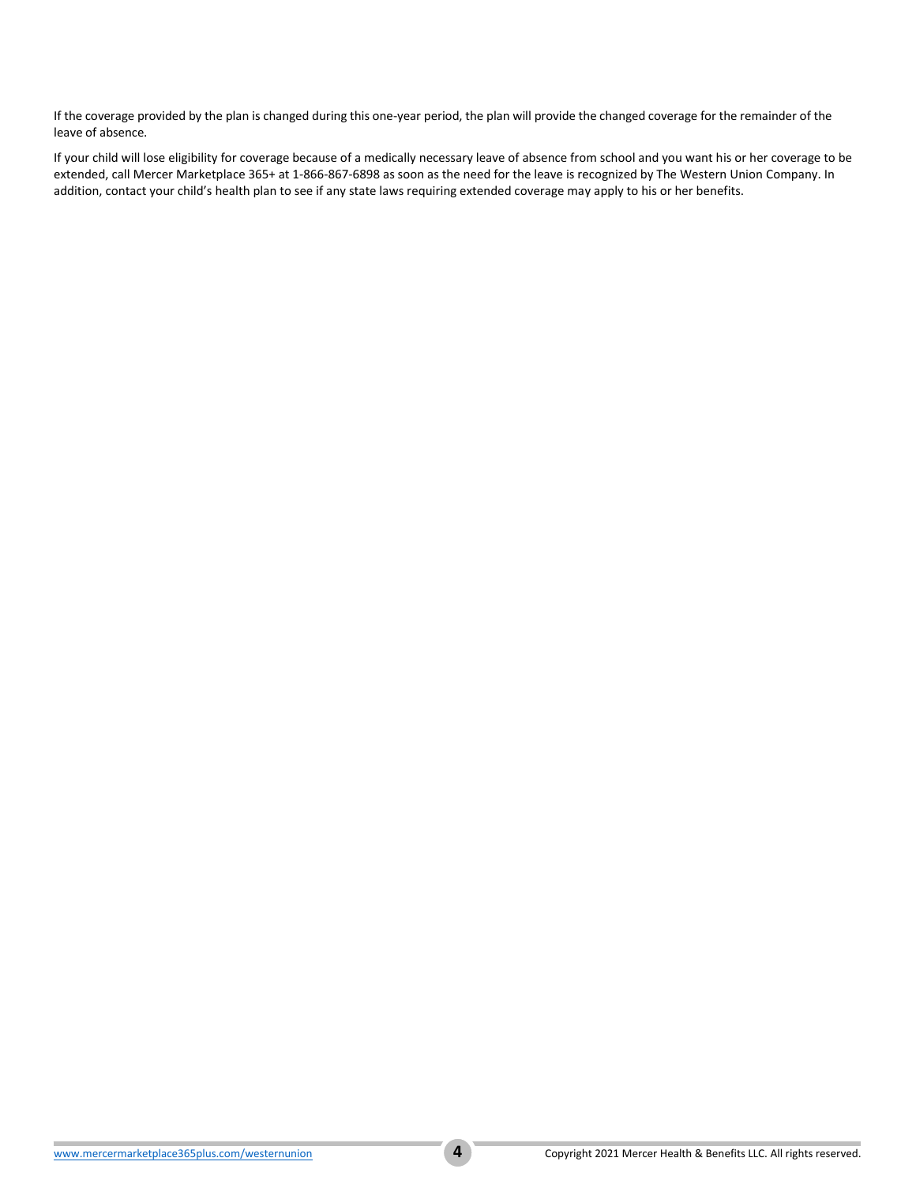If the coverage provided by the plan is changed during this one-year period, the plan will provide the changed coverage for the remainder of the leave of absence.

If your child will lose eligibility for coverage because of a medically necessary leave of absence from school and you want his or her coverage to be extended, call Mercer Marketplace 365+ at 1-866-867-6898 as soon as the need for the leave is recognized by The Western Union Company. In addition, contact your child's health plan to see if any state laws requiring extended coverage may apply to his or her benefits.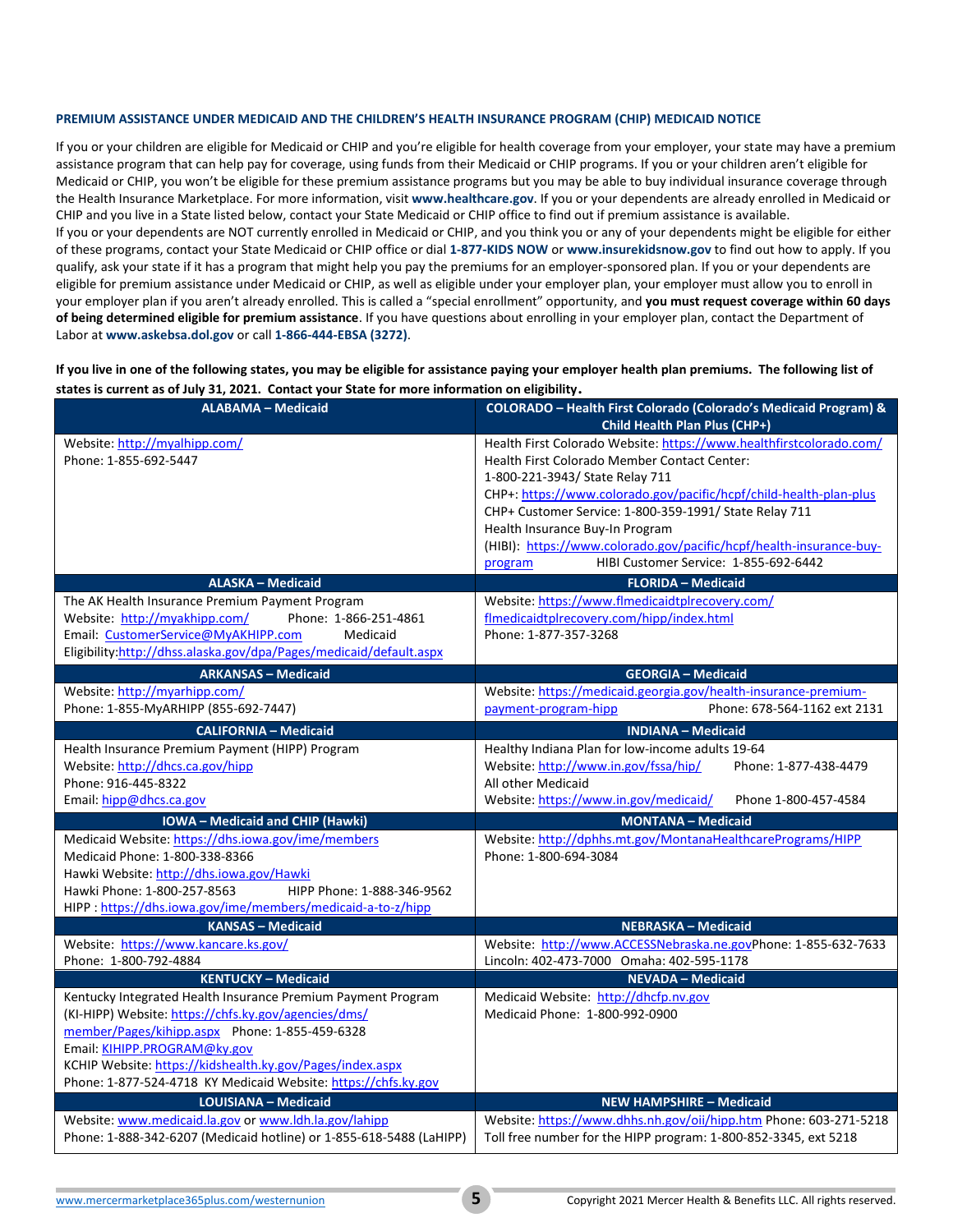## PREMIUM ASSISTANCE UNDER MEDICAID AND THE CHILDREN'S HEALTH INSURANCE PROGRAM (CHIP) MEDICAID NOTICE

If you or your children are eligible for Medicaid or CHIP and you're eligible for health coverage from your employer, your state may have a premium assistance program that can help pay for coverage, using funds from their Medicaid or CHIP programs. If you or your children aren't eligible for Medicaid or CHIP, you won't be eligible for these premium assistance programs but you may be able to buy individual insurance coverage through the Health Insurance Marketplace. For more information, visit **www.healthcare.gov**. If you or your dependents are already enrolled in Medicaid or CHIP and you live in a State listed below, contact your State Medicaid or CHIP office to find out if premium assistance is available.
If you or your dependents are NOT currently enrolled in Medicaid or CHIP, and you think you or any of your dependents might be eligible for either of these programs, contact your State Medicaid or CHIP office or dial **1-877-KIDS NOW** or **www.insurekidsnow.gov** to find out how to apply. If you qualify, ask your state if it has a program that might help you pay the premiums for an employer-sponsored plan. If you or your dependents are eligible for premium assistance under Medicaid or CHIP, as well as eligible under your employer plan, your employer must allow you to enroll in your employer plan if you aren't already enrolled. This is called a "special enrollment" opportunity, and **you must request coverage within 60 days of being determined eligible for premium assistance**. If you have questions about enrolling in your employer plan, contact the Department of Labor at **www.askebsa.dol.gov** or call **1-866-444-EBSA (3272)**.

**If you live in one of the following states, you may be eligible for assistance paying your employer health plan premiums. The following list of states is current as of July 31, 2021. Contact your State for more information on eligibility.**

| ALABAMA – Medicaid | COLORADO – Health First Colorado (Colorado's Medicaid Program) & Child Health Plan Plus (CHP+) |
|---|---|
| Website: http://myalhipp.com/<br>Phone: 1-855-692-5447 | Health First Colorado Website: https://www.healthfirstcolorado.com/<br>Health First Colorado Member Contact Center:<br>1-800-221-3943/ State Relay 711<br>CHP+: https://www.colorado.gov/pacific/hcpf/child-health-plan-plus<br>CHP+ Customer Service: 1-800-359-1991/ State Relay 711<br>Health Insurance Buy-In Program<br>(HIBI): https://www.colorado.gov/pacific/hcpf/health-insurance-buy-program HIBI Customer Service: 1-855-692-6442 |
| **ALASKA – Medicaid** | **FLORIDA – Medicaid** |
| The AK Health Insurance Premium Payment Program<br>Website: http://myakhipp.com/ Phone: 1-866-251-4861<br>Email: CustomerService@MyAKHIPP.com Medicaid<br>Eligibility:http://dhss.alaska.gov/dpa/Pages/medicaid/default.aspx | Website: https://www.flmedicaidtplrecovery.com/flmedicaidtplrecovery.com/hipp/index.html<br>Phone: 1-877-357-3268 |
| **ARKANSAS – Medicaid** | **GEORGIA – Medicaid** |
| Website: http://myarhipp.com/<br>Phone: 1-855-MyARHIPP (855-692-7447) | Website: https://medicaid.georgia.gov/health-insurance-premium-payment-program-hipp Phone: 678-564-1162 ext 2131 |
| **CALIFORNIA – Medicaid** | **INDIANA – Medicaid** |
| Health Insurance Premium Payment (HIPP) Program<br>Website: http://dhcs.ca.gov/hipp<br>Phone: 916-445-8322<br>Email: hipp@dhcs.ca.gov | Healthy Indiana Plan for low-income adults 19-64<br>Website: http://www.in.gov/fssa/hip/ Phone: 1-877-438-4479<br>All other Medicaid<br>Website: https://www.in.gov/medicaid/ Phone 1-800-457-4584 |
| **IOWA – Medicaid and CHIP (Hawki)** | **MONTANA – Medicaid** |
| Medicaid Website: https://dhs.iowa.gov/ime/members<br>Medicaid Phone: 1-800-338-8366<br>Hawki Website: http://dhs.iowa.gov/Hawki<br>Hawki Phone: 1-800-257-8563 HIPP Phone: 1-888-346-9562<br>HIPP : https://dhs.iowa.gov/ime/members/medicaid-a-to-z/hipp | Website: http://dphhs.mt.gov/MontanaHealthcarePrograms/HIPP<br>Phone: 1-800-694-3084 |
| **KANSAS – Medicaid** | **NEBRASKA – Medicaid** |
| Website: https://www.kancare.ks.gov/<br>Phone: 1-800-792-4884 | Website: http://www.ACCESSNebraska.ne.gov Phone: 1-855-632-7633<br>Lincoln: 402-473-7000 Omaha: 402-595-1178 |
| **KENTUCKY – Medicaid** | **NEVADA – Medicaid** |
| Kentucky Integrated Health Insurance Premium Payment Program (KI-HIPP) Website: https://chfs.ky.gov/agencies/dms/member/Pages/kihipp.aspx Phone: 1-855-459-6328<br>Email: KIHIPP.PROGRAM@ky.gov<br>KCHIP Website: https://kidshealth.ky.gov/Pages/index.aspx<br>Phone: 1-877-524-4718 KY Medicaid Website: https://chfs.ky.gov | Medicaid Website: http://dhcfp.nv.gov<br>Medicaid Phone: 1-800-992-0900 |
| **LOUISIANA – Medicaid** | **NEW HAMPSHIRE – Medicaid** |
| Website: www.medicaid.la.gov or www.ldh.la.gov/lahipp<br>Phone: 1-888-342-6207 (Medicaid hotline) or 1-855-618-5488 (LaHIPP) | Website: https://www.dhhs.nh.gov/oii/hipp.htm Phone: 603-271-5218<br>Toll free number for the HIPP program: 1-800-852-3345, ext 5218 |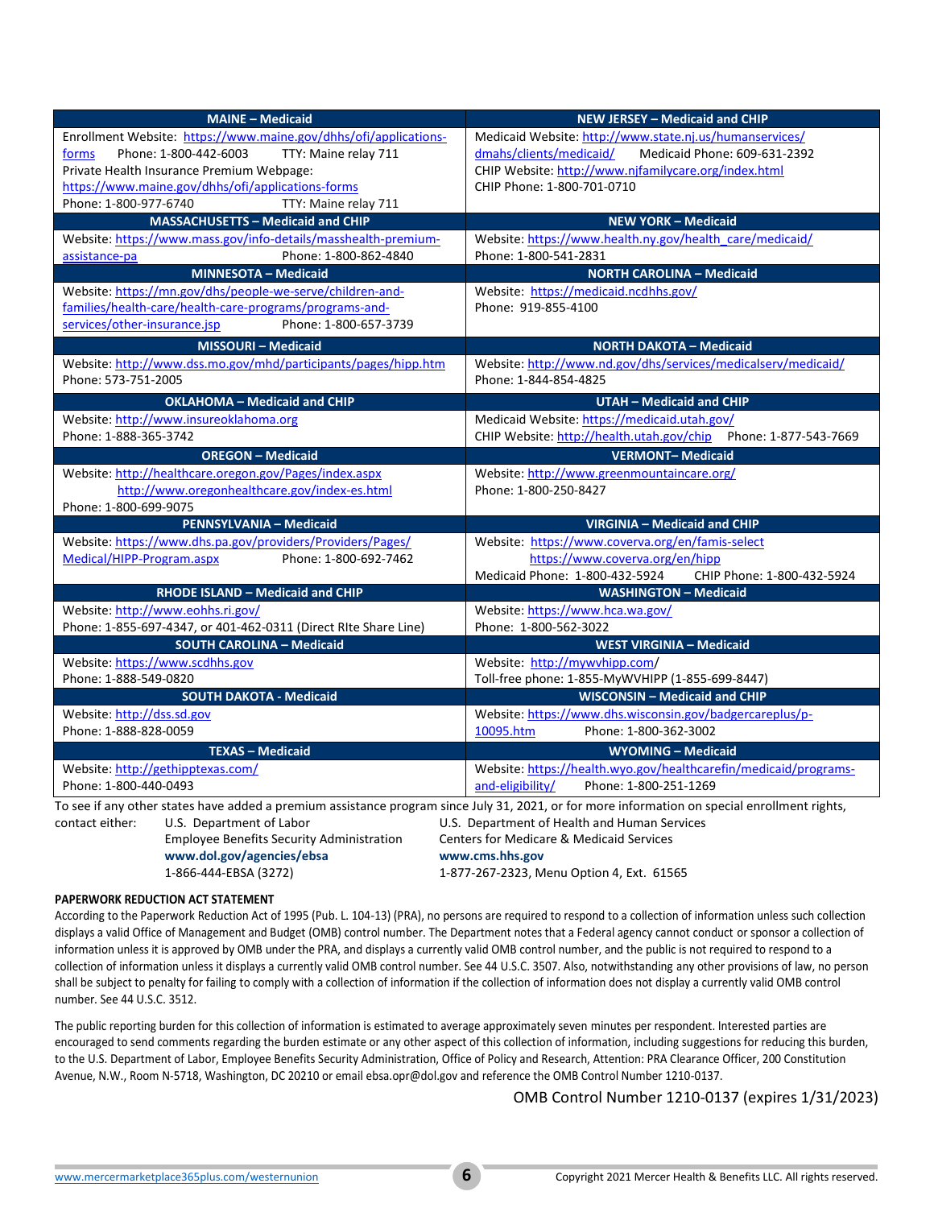| MAINE – Medicaid | NEW JERSEY – Medicaid and CHIP |
|---|---|
| Enrollment Website: https://www.maine.gov/dhhs/ofi/applications-forms Phone: 1-800-442-6003 TTY: Maine relay 711<br>Private Health Insurance Premium Webpage: https://www.maine.gov/dhhs/ofi/applications-forms<br>Phone: 1-800-977-6740 TTY: Maine relay 711 | Medicaid Website: http://www.state.nj.us/humanservices/dmahs/clients/medicaid/ Medicaid Phone: 609-631-2392<br>CHIP Website: http://www.njfamilycare.org/index.html<br>CHIP Phone: 1-800-701-0710 |
| **MASSACHUSETTS – Medicaid and CHIP** | **NEW YORK – Medicaid** |
| Website: https://www.mass.gov/info-details/masshealth-premium-assistance-pa Phone: 1-800-862-4840 | Website: https://www.health.ny.gov/health_care/medicaid/<br>Phone: 1-800-541-2831 |
| **MINNESOTA – Medicaid** | **NORTH CAROLINA – Medicaid** |
| Website: https://mn.gov/dhs/people-we-serve/children-and-families/health-care/health-care-programs/programs-and-services/other-insurance.jsp Phone: 1-800-657-3739 | Website: https://medicaid.ncdhhs.gov/<br>Phone: 919-855-4100 |
| **MISSOURI – Medicaid** | **NORTH DAKOTA – Medicaid** |
| Website: http://www.dss.mo.gov/mhd/participants/pages/hipp.htm<br>Phone: 573-751-2005 | Website: http://www.nd.gov/dhs/services/medicalserv/medicaid/<br>Phone: 1-844-854-4825 |
| **OKLAHOMA – Medicaid and CHIP** | **UTAH – Medicaid and CHIP** |
| Website: http://www.insureoklahoma.org<br>Phone: 1-888-365-3742 | Medicaid Website: https://medicaid.utah.gov/<br>CHIP Website: http://health.utah.gov/chip Phone: 1-877-543-7669 |
| **OREGON – Medicaid** | **VERMONT– Medicaid** |
| Website: http://healthcare.oregon.gov/Pages/index.aspx<br>http://www.oregonhealthcare.gov/index-es.html<br>Phone: 1-800-699-9075 | Website: http://www.greenmountaincare.org/<br>Phone: 1-800-250-8427 |
| **PENNSYLVANIA – Medicaid** | **VIRGINIA – Medicaid and CHIP** |
| Website: https://www.dhs.pa.gov/providers/Providers/Pages/Medical/HIPP-Program.aspx Phone: 1-800-692-7462 | Website: https://www.coverva.org/en/famis-select<br>https://www.coverva.org/en/hipp<br>Medicaid Phone: 1-800-432-5924 CHIP Phone: 1-800-432-5924 |
| **RHODE ISLAND – Medicaid and CHIP** | **WASHINGTON – Medicaid** |
| Website: http://www.eohhs.ri.gov/<br>Phone: 1-855-697-4347, or 401-462-0311 (Direct RIte Share Line) | Website: https://www.hca.wa.gov/<br>Phone: 1-800-562-3022 |
| **SOUTH CAROLINA – Medicaid** | **WEST VIRGINIA – Medicaid** |
| Website: https://www.scdhhs.gov<br>Phone: 1-888-549-0820 | Website: http://mywvhipp.com/<br>Toll-free phone: 1-855-MyWVHIPP (1-855-699-8447) |
| **SOUTH DAKOTA - Medicaid** | **WISCONSIN – Medicaid and CHIP** |
| Website: http://dss.sd.gov<br>Phone: 1-888-828-0059 | Website: https://www.dhs.wisconsin.gov/badgercareplus/p-10095.htm Phone: 1-800-362-3002 |
| **TEXAS – Medicaid** | **WYOMING – Medicaid** |
| Website: http://gethipptexas.com/<br>Phone: 1-800-440-0493 | Website: https://health.wyo.gov/healthcarefin/medicaid/programs-and-eligibility/ Phone: 1-800-251-1269 |

To see if any other states have added a premium assistance program since July 31, 2021, or for more information on special enrollment rights, contact either:

U.S. Department of Labor
Employee Benefits Security Administration
**www.dol.gov/agencies/ebsa**
1-866-444-EBSA (3272)

U.S. Department of Health and Human Services
Centers for Medicare & Medicaid Services
**www.cms.hhs.gov**
1-877-267-2323, Menu Option 4, Ext. 61565

**PAPERWORK REDUCTION ACT STATEMENT**

According to the Paperwork Reduction Act of 1995 (Pub. L. 104-13) (PRA), no persons are required to respond to a collection of information unless such collection displays a valid Office of Management and Budget (OMB) control number. The Department notes that a Federal agency cannot conduct or sponsor a collection of information unless it is approved by OMB under the PRA, and displays a currently valid OMB control number, and the public is not required to respond to a collection of information unless it displays a currently valid OMB control number. See 44 U.S.C. 3507. Also, notwithstanding any other provisions of law, no person shall be subject to penalty for failing to comply with a collection of information if the collection of information does not display a currently valid OMB control number. See 44 U.S.C. 3512.

The public reporting burden for this collection of information is estimated to average approximately seven minutes per respondent. Interested parties are encouraged to send comments regarding the burden estimate or any other aspect of this collection of information, including suggestions for reducing this burden, to the U.S. Department of Labor, Employee Benefits Security Administration, Office of Policy and Research, Attention: PRA Clearance Officer, 200 Constitution Avenue, N.W., Room N-5718, Washington, DC 20210 or email ebsa.opr@dol.gov and reference the OMB Control Number 1210-0137.

OMB Control Number 1210-0137 (expires 1/31/2023)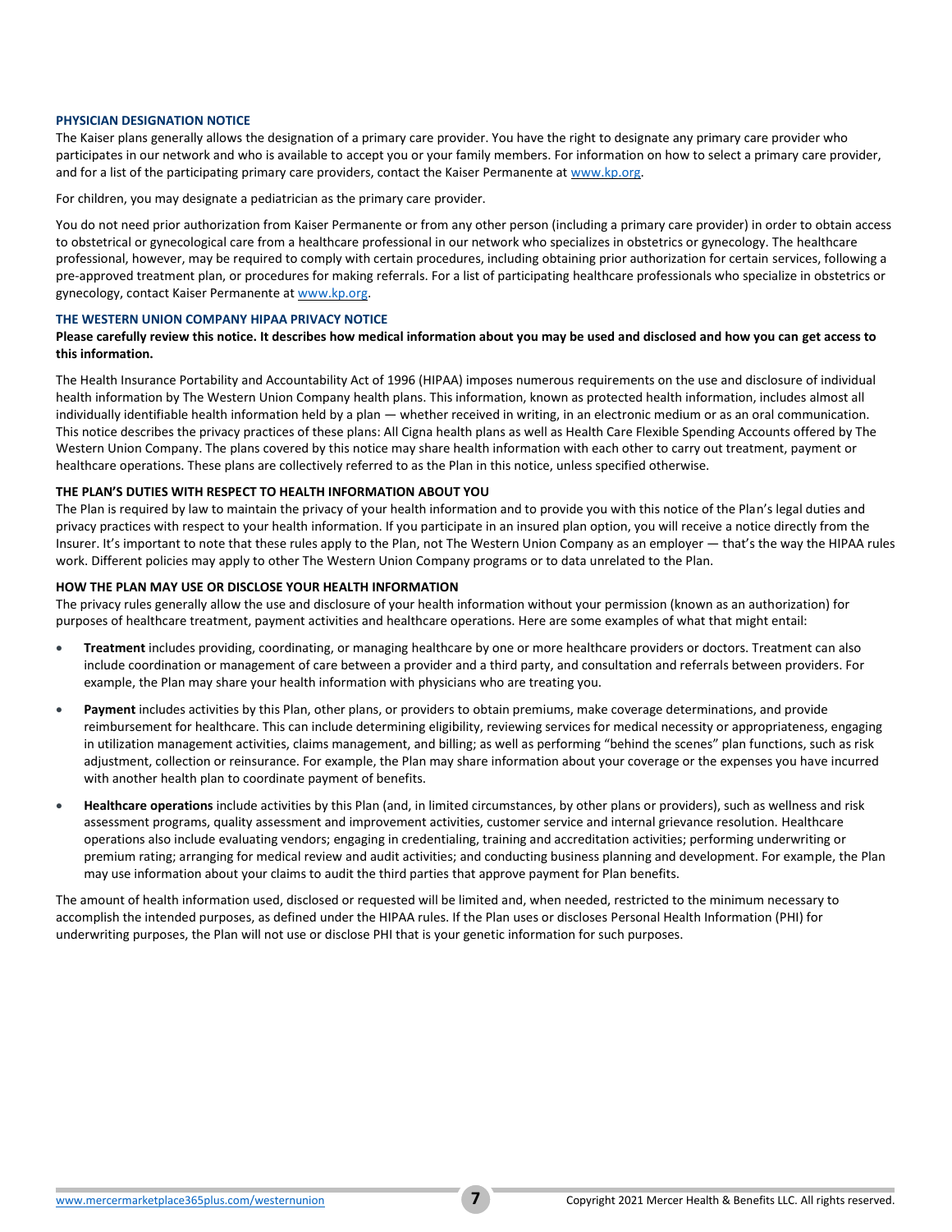### PHYSICIAN DESIGNATION NOTICE

The Kaiser plans generally allows the designation of a primary care provider. You have the right to designate any primary care provider who participates in our network and who is available to accept you or your family members. For information on how to select a primary care provider, and for a list of the participating primary care providers, contact the Kaiser Permanente at www.kp.org.

For children, you may designate a pediatrician as the primary care provider.

You do not need prior authorization from Kaiser Permanente or from any other person (including a primary care provider) in order to obtain access to obstetrical or gynecological care from a healthcare professional in our network who specializes in obstetrics or gynecology. The healthcare professional, however, may be required to comply with certain procedures, including obtaining prior authorization for certain services, following a pre-approved treatment plan, or procedures for making referrals. For a list of participating healthcare professionals who specialize in obstetrics or gynecology, contact Kaiser Permanente at www.kp.org.

### THE WESTERN UNION COMPANY HIPAA PRIVACY NOTICE

**Please carefully review this notice. It describes how medical information about you may be used and disclosed and how you can get access to this information.**

The Health Insurance Portability and Accountability Act of 1996 (HIPAA) imposes numerous requirements on the use and disclosure of individual health information by The Western Union Company health plans. This information, known as protected health information, includes almost all individually identifiable health information held by a plan — whether received in writing, in an electronic medium or as an oral communication. This notice describes the privacy practices of these plans: All Cigna health plans as well as Health Care Flexible Spending Accounts offered by The Western Union Company. The plans covered by this notice may share health information with each other to carry out treatment, payment or healthcare operations. These plans are collectively referred to as the Plan in this notice, unless specified otherwise.

#### THE PLAN'S DUTIES WITH RESPECT TO HEALTH INFORMATION ABOUT YOU

The Plan is required by law to maintain the privacy of your health information and to provide you with this notice of the Plan's legal duties and privacy practices with respect to your health information. If you participate in an insured plan option, you will receive a notice directly from the Insurer. It's important to note that these rules apply to the Plan, not The Western Union Company as an employer — that's the way the HIPAA rules work. Different policies may apply to other The Western Union Company programs or to data unrelated to the Plan.

#### HOW THE PLAN MAY USE OR DISCLOSE YOUR HEALTH INFORMATION

The privacy rules generally allow the use and disclosure of your health information without your permission (known as an authorization) for purposes of healthcare treatment, payment activities and healthcare operations. Here are some examples of what that might entail:

- **Treatment** includes providing, coordinating, or managing healthcare by one or more healthcare providers or doctors. Treatment can also include coordination or management of care between a provider and a third party, and consultation and referrals between providers. For example, the Plan may share your health information with physicians who are treating you.
- **Payment** includes activities by this Plan, other plans, or providers to obtain premiums, make coverage determinations, and provide reimbursement for healthcare. This can include determining eligibility, reviewing services for medical necessity or appropriateness, engaging in utilization management activities, claims management, and billing; as well as performing "behind the scenes" plan functions, such as risk adjustment, collection or reinsurance. For example, the Plan may share information about your coverage or the expenses you have incurred with another health plan to coordinate payment of benefits.
- **Healthcare operations** include activities by this Plan (and, in limited circumstances, by other plans or providers), such as wellness and risk assessment programs, quality assessment and improvement activities, customer service and internal grievance resolution. Healthcare operations also include evaluating vendors; engaging in credentialing, training and accreditation activities; performing underwriting or premium rating; arranging for medical review and audit activities; and conducting business planning and development. For example, the Plan may use information about your claims to audit the third parties that approve payment for Plan benefits.

The amount of health information used, disclosed or requested will be limited and, when needed, restricted to the minimum necessary to accomplish the intended purposes, as defined under the HIPAA rules. If the Plan uses or discloses Personal Health Information (PHI) for underwriting purposes, the Plan will not use or disclose PHI that is your genetic information for such purposes.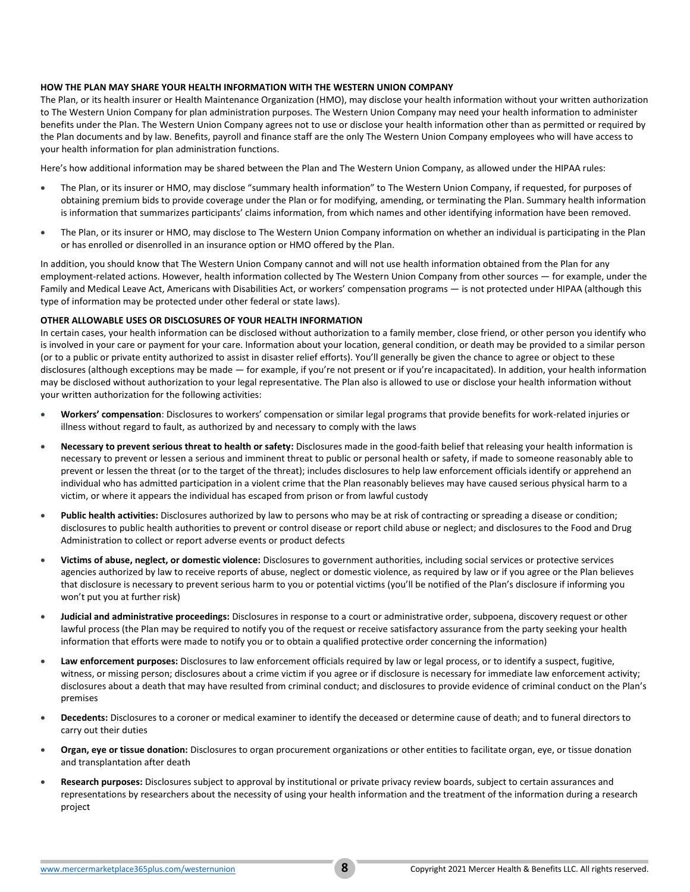#### HOW THE PLAN MAY SHARE YOUR HEALTH INFORMATION WITH THE WESTERN UNION COMPANY

The Plan, or its health insurer or Health Maintenance Organization (HMO), may disclose your health information without your written authorization to The Western Union Company for plan administration purposes. The Western Union Company may need your health information to administer benefits under the Plan. The Western Union Company agrees not to use or disclose your health information other than as permitted or required by the Plan documents and by law. Benefits, payroll and finance staff are the only The Western Union Company employees who will have access to your health information for plan administration functions.

Here's how additional information may be shared between the Plan and The Western Union Company, as allowed under the HIPAA rules:

- The Plan, or its insurer or HMO, may disclose "summary health information" to The Western Union Company, if requested, for purposes of obtaining premium bids to provide coverage under the Plan or for modifying, amending, or terminating the Plan. Summary health information is information that summarizes participants' claims information, from which names and other identifying information have been removed.
- The Plan, or its insurer or HMO, may disclose to The Western Union Company information on whether an individual is participating in the Plan or has enrolled or disenrolled in an insurance option or HMO offered by the Plan.

In addition, you should know that The Western Union Company cannot and will not use health information obtained from the Plan for any employment-related actions. However, health information collected by The Western Union Company from other sources — for example, under the Family and Medical Leave Act, Americans with Disabilities Act, or workers' compensation programs — is not protected under HIPAA (although this type of information may be protected under other federal or state laws).

#### OTHER ALLOWABLE USES OR DISCLOSURES OF YOUR HEALTH INFORMATION

In certain cases, your health information can be disclosed without authorization to a family member, close friend, or other person you identify who is involved in your care or payment for your care. Information about your location, general condition, or death may be provided to a similar person (or to a public or private entity authorized to assist in disaster relief efforts). You'll generally be given the chance to agree or object to these disclosures (although exceptions may be made — for example, if you're not present or if you're incapacitated). In addition, your health information may be disclosed without authorization to your legal representative. The Plan also is allowed to use or disclose your health information without your written authorization for the following activities:

- **Workers' compensation**: Disclosures to workers' compensation or similar legal programs that provide benefits for work-related injuries or illness without regard to fault, as authorized by and necessary to comply with the laws
- **Necessary to prevent serious threat to health or safety:** Disclosures made in the good-faith belief that releasing your health information is necessary to prevent or lessen a serious and imminent threat to public or personal health or safety, if made to someone reasonably able to prevent or lessen the threat (or to the target of the threat); includes disclosures to help law enforcement officials identify or apprehend an individual who has admitted participation in a violent crime that the Plan reasonably believes may have caused serious physical harm to a victim, or where it appears the individual has escaped from prison or from lawful custody
- **Public health activities:** Disclosures authorized by law to persons who may be at risk of contracting or spreading a disease or condition; disclosures to public health authorities to prevent or control disease or report child abuse or neglect; and disclosures to the Food and Drug Administration to collect or report adverse events or product defects
- **Victims of abuse, neglect, or domestic violence:** Disclosures to government authorities, including social services or protective services agencies authorized by law to receive reports of abuse, neglect or domestic violence, as required by law or if you agree or the Plan believes that disclosure is necessary to prevent serious harm to you or potential victims (you'll be notified of the Plan's disclosure if informing you won't put you at further risk)
- **Judicial and administrative proceedings:** Disclosures in response to a court or administrative order, subpoena, discovery request or other lawful process (the Plan may be required to notify you of the request or receive satisfactory assurance from the party seeking your health information that efforts were made to notify you or to obtain a qualified protective order concerning the information)
- **Law enforcement purposes:** Disclosures to law enforcement officials required by law or legal process, or to identify a suspect, fugitive, witness, or missing person; disclosures about a crime victim if you agree or if disclosure is necessary for immediate law enforcement activity; disclosures about a death that may have resulted from criminal conduct; and disclosures to provide evidence of criminal conduct on the Plan's premises
- **Decedents:** Disclosures to a coroner or medical examiner to identify the deceased or determine cause of death; and to funeral directors to carry out their duties
- **Organ, eye or tissue donation:** Disclosures to organ procurement organizations or other entities to facilitate organ, eye, or tissue donation and transplantation after death
- **Research purposes:** Disclosures subject to approval by institutional or private privacy review boards, subject to certain assurances and representations by researchers about the necessity of using your health information and the treatment of the information during a research project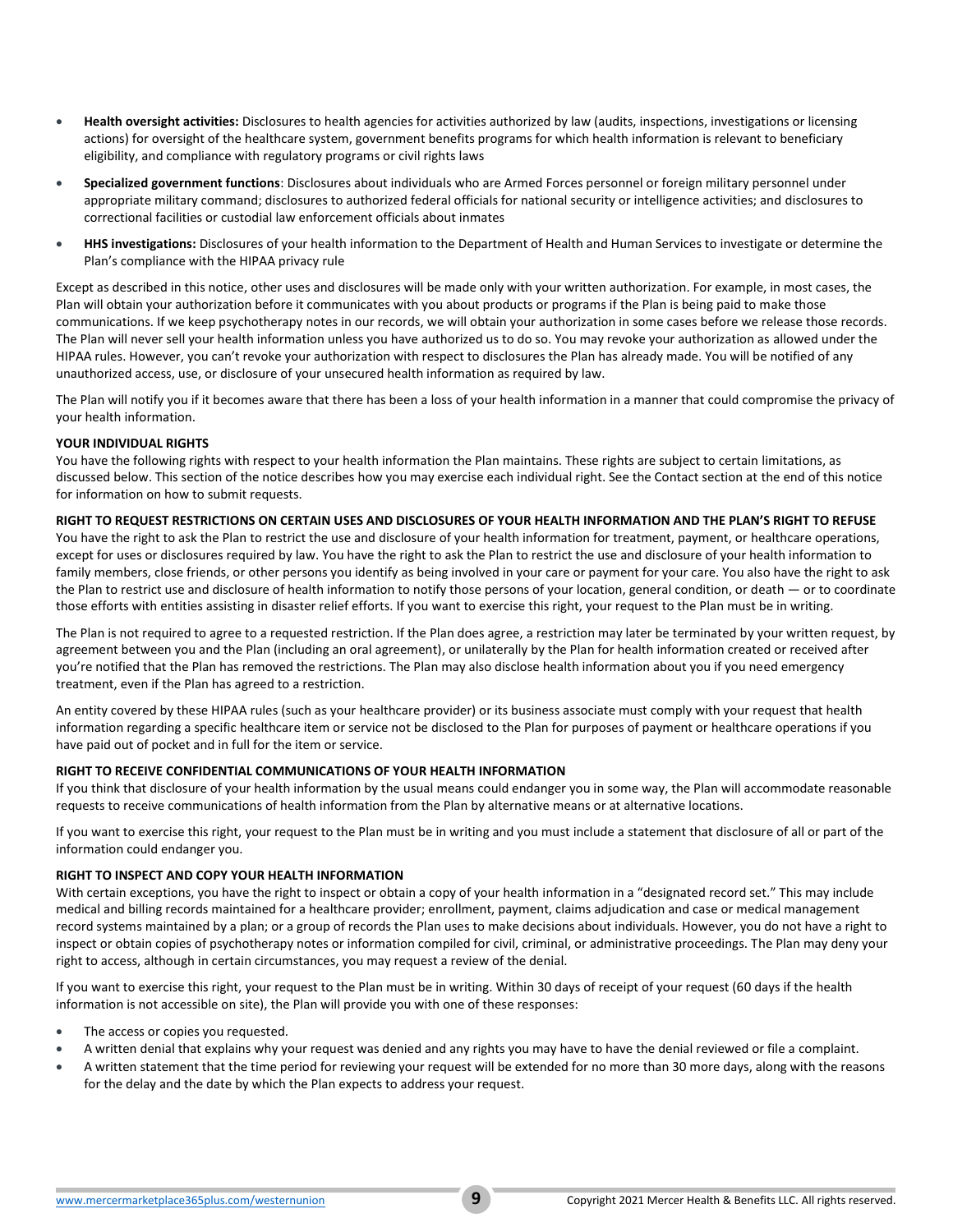- **Health oversight activities:** Disclosures to health agencies for activities authorized by law (audits, inspections, investigations or licensing actions) for oversight of the healthcare system, government benefits programs for which health information is relevant to beneficiary eligibility, and compliance with regulatory programs or civil rights laws
- **Specialized government functions**: Disclosures about individuals who are Armed Forces personnel or foreign military personnel under appropriate military command; disclosures to authorized federal officials for national security or intelligence activities; and disclosures to correctional facilities or custodial law enforcement officials about inmates
- **HHS investigations:** Disclosures of your health information to the Department of Health and Human Services to investigate or determine the Plan's compliance with the HIPAA privacy rule

Except as described in this notice, other uses and disclosures will be made only with your written authorization. For example, in most cases, the Plan will obtain your authorization before it communicates with you about products or programs if the Plan is being paid to make those communications. If we keep psychotherapy notes in our records, we will obtain your authorization in some cases before we release those records. The Plan will never sell your health information unless you have authorized us to do so. You may revoke your authorization as allowed under the HIPAA rules. However, you can't revoke your authorization with respect to disclosures the Plan has already made. You will be notified of any unauthorized access, use, or disclosure of your unsecured health information as required by law.

The Plan will notify you if it becomes aware that there has been a loss of your health information in a manner that could compromise the privacy of your health information.

**YOUR INDIVIDUAL RIGHTS**

You have the following rights with respect to your health information the Plan maintains. These rights are subject to certain limitations, as discussed below. This section of the notice describes how you may exercise each individual right. See the Contact section at the end of this notice for information on how to submit requests.

**RIGHT TO REQUEST RESTRICTIONS ON CERTAIN USES AND DISCLOSURES OF YOUR HEALTH INFORMATION AND THE PLAN'S RIGHT TO REFUSE**

You have the right to ask the Plan to restrict the use and disclosure of your health information for treatment, payment, or healthcare operations, except for uses or disclosures required by law. You have the right to ask the Plan to restrict the use and disclosure of your health information to family members, close friends, or other persons you identify as being involved in your care or payment for your care. You also have the right to ask the Plan to restrict use and disclosure of health information to notify those persons of your location, general condition, or death — or to coordinate those efforts with entities assisting in disaster relief efforts. If you want to exercise this right, your request to the Plan must be in writing.

The Plan is not required to agree to a requested restriction. If the Plan does agree, a restriction may later be terminated by your written request, by agreement between you and the Plan (including an oral agreement), or unilaterally by the Plan for health information created or received after you're notified that the Plan has removed the restrictions. The Plan may also disclose health information about you if you need emergency treatment, even if the Plan has agreed to a restriction.

An entity covered by these HIPAA rules (such as your healthcare provider) or its business associate must comply with your request that health information regarding a specific healthcare item or service not be disclosed to the Plan for purposes of payment or healthcare operations if you have paid out of pocket and in full for the item or service.

**RIGHT TO RECEIVE CONFIDENTIAL COMMUNICATIONS OF YOUR HEALTH INFORMATION**

If you think that disclosure of your health information by the usual means could endanger you in some way, the Plan will accommodate reasonable requests to receive communications of health information from the Plan by alternative means or at alternative locations.

If you want to exercise this right, your request to the Plan must be in writing and you must include a statement that disclosure of all or part of the information could endanger you.

**RIGHT TO INSPECT AND COPY YOUR HEALTH INFORMATION**

With certain exceptions, you have the right to inspect or obtain a copy of your health information in a "designated record set." This may include medical and billing records maintained for a healthcare provider; enrollment, payment, claims adjudication and case or medical management record systems maintained by a plan; or a group of records the Plan uses to make decisions about individuals. However, you do not have a right to inspect or obtain copies of psychotherapy notes or information compiled for civil, criminal, or administrative proceedings. The Plan may deny your right to access, although in certain circumstances, you may request a review of the denial.

If you want to exercise this right, your request to the Plan must be in writing. Within 30 days of receipt of your request (60 days if the health information is not accessible on site), the Plan will provide you with one of these responses:

- The access or copies you requested.
- A written denial that explains why your request was denied and any rights you may have to have the denial reviewed or file a complaint.
- A written statement that the time period for reviewing your request will be extended for no more than 30 more days, along with the reasons for the delay and the date by which the Plan expects to address your request.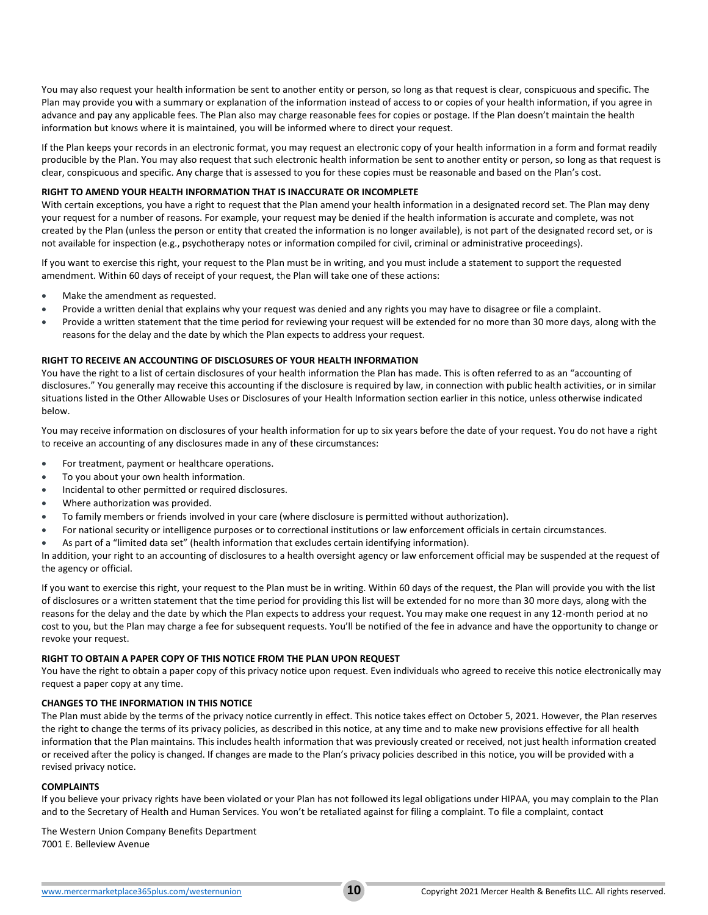You may also request your health information be sent to another entity or person, so long as that request is clear, conspicuous and specific. The Plan may provide you with a summary or explanation of the information instead of access to or copies of your health information, if you agree in advance and pay any applicable fees. The Plan also may charge reasonable fees for copies or postage. If the Plan doesn't maintain the health information but knows where it is maintained, you will be informed where to direct your request.

If the Plan keeps your records in an electronic format, you may request an electronic copy of your health information in a form and format readily producible by the Plan. You may also request that such electronic health information be sent to another entity or person, so long as that request is clear, conspicuous and specific. Any charge that is assessed to you for these copies must be reasonable and based on the Plan's cost.

**RIGHT TO AMEND YOUR HEALTH INFORMATION THAT IS INACCURATE OR INCOMPLETE**

With certain exceptions, you have a right to request that the Plan amend your health information in a designated record set. The Plan may deny your request for a number of reasons. For example, your request may be denied if the health information is accurate and complete, was not created by the Plan (unless the person or entity that created the information is no longer available), is not part of the designated record set, or is not available for inspection (e.g., psychotherapy notes or information compiled for civil, criminal or administrative proceedings).

If you want to exercise this right, your request to the Plan must be in writing, and you must include a statement to support the requested amendment. Within 60 days of receipt of your request, the Plan will take one of these actions:

- Make the amendment as requested.
- Provide a written denial that explains why your request was denied and any rights you may have to disagree or file a complaint.
- Provide a written statement that the time period for reviewing your request will be extended for no more than 30 more days, along with the reasons for the delay and the date by which the Plan expects to address your request.

**RIGHT TO RECEIVE AN ACCOUNTING OF DISCLOSURES OF YOUR HEALTH INFORMATION**

You have the right to a list of certain disclosures of your health information the Plan has made. This is often referred to as an "accounting of disclosures." You generally may receive this accounting if the disclosure is required by law, in connection with public health activities, or in similar situations listed in the Other Allowable Uses or Disclosures of your Health Information section earlier in this notice, unless otherwise indicated below.

You may receive information on disclosures of your health information for up to six years before the date of your request. You do not have a right to receive an accounting of any disclosures made in any of these circumstances:

- For treatment, payment or healthcare operations.
- To you about your own health information.
- Incidental to other permitted or required disclosures.
- Where authorization was provided.
- To family members or friends involved in your care (where disclosure is permitted without authorization).
- For national security or intelligence purposes or to correctional institutions or law enforcement officials in certain circumstances.
- As part of a "limited data set" (health information that excludes certain identifying information).

In addition, your right to an accounting of disclosures to a health oversight agency or law enforcement official may be suspended at the request of the agency or official.

If you want to exercise this right, your request to the Plan must be in writing. Within 60 days of the request, the Plan will provide you with the list of disclosures or a written statement that the time period for providing this list will be extended for no more than 30 more days, along with the reasons for the delay and the date by which the Plan expects to address your request. You may make one request in any 12-month period at no cost to you, but the Plan may charge a fee for subsequent requests. You'll be notified of the fee in advance and have the opportunity to change or revoke your request.

**RIGHT TO OBTAIN A PAPER COPY OF THIS NOTICE FROM THE PLAN UPON REQUEST**

You have the right to obtain a paper copy of this privacy notice upon request. Even individuals who agreed to receive this notice electronically may request a paper copy at any time.

**CHANGES TO THE INFORMATION IN THIS NOTICE**

The Plan must abide by the terms of the privacy notice currently in effect. This notice takes effect on October 5, 2021. However, the Plan reserves the right to change the terms of its privacy policies, as described in this notice, at any time and to make new provisions effective for all health information that the Plan maintains. This includes health information that was previously created or received, not just health information created or received after the policy is changed. If changes are made to the Plan's privacy policies described in this notice, you will be provided with a revised privacy notice.

**COMPLAINTS**

If you believe your privacy rights have been violated or your Plan has not followed its legal obligations under HIPAA, you may complain to the Plan and to the Secretary of Health and Human Services. You won't be retaliated against for filing a complaint. To file a complaint, contact

The Western Union Company Benefits Department
7001 E. Belleview Avenue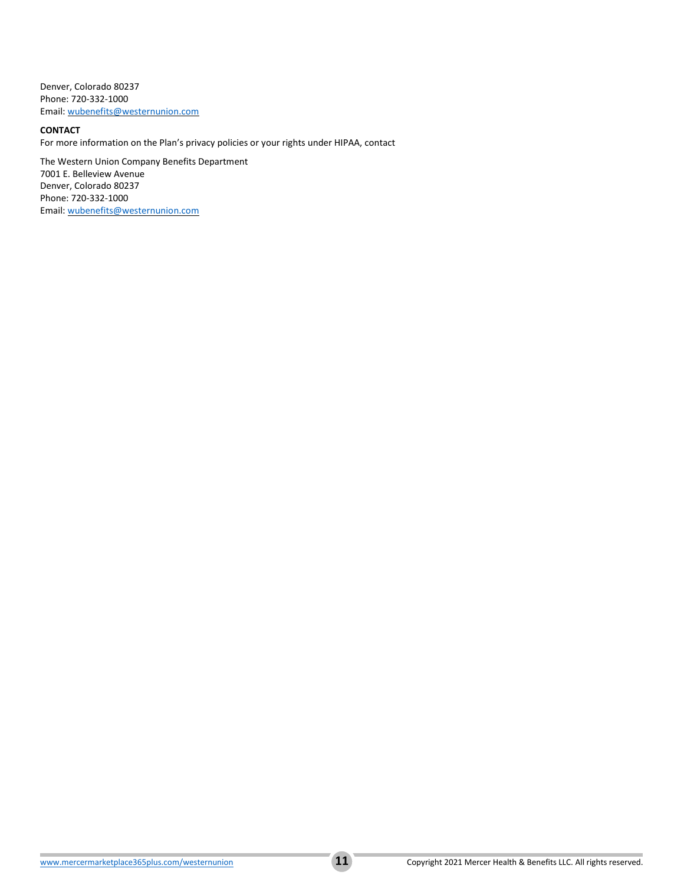Denver, Colorado 80237
Phone: 720-332-1000
Email: wubenefits@westernunion.com

**CONTACT**

For more information on the Plan's privacy policies or your rights under HIPAA, contact

The Western Union Company Benefits Department
7001 E. Belleview Avenue
Denver, Colorado 80237
Phone: 720-332-1000
Email: wubenefits@westernunion.com